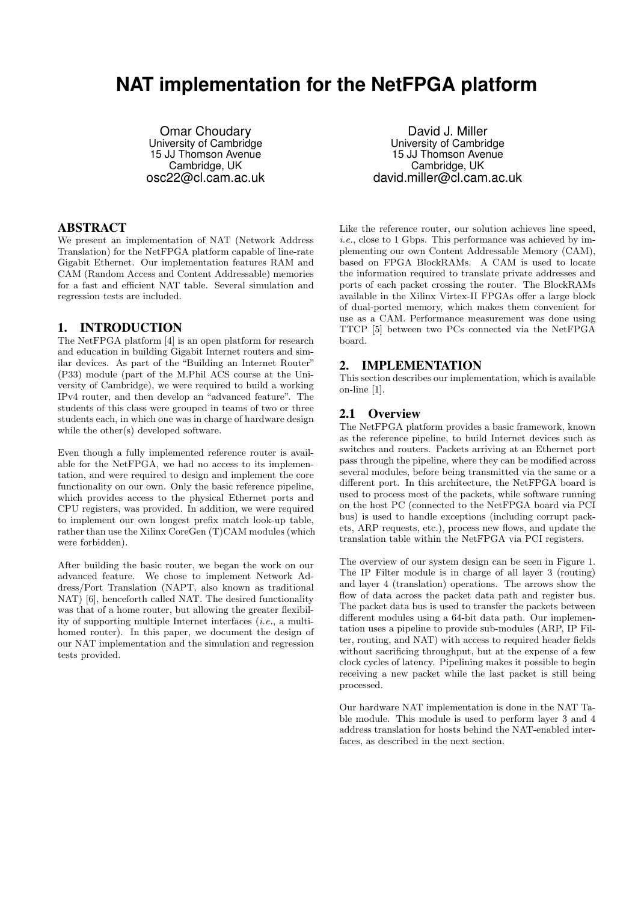# NAT implementation for the NetFPGA platform

Omar Choudary
University of Cambridge
15 JJ Thomson Avenue
Cambridge, UK
osc22@cl.cam.ac.uk

David J. Miller
University of Cambridge
15 JJ Thomson Avenue
Cambridge, UK
david.miller@cl.cam.ac.uk

## ABSTRACT

We present an implementation of NAT (Network Address Translation) for the NetFPGA platform capable of line-rate Gigabit Ethernet. Our implementation features RAM and CAM (Random Access and Content Addressable) memories for a fast and efficient NAT table. Several simulation and regression tests are included.

## 1. INTRODUCTION

The NetFPGA platform [4] is an open platform for research and education in building Gigabit Internet routers and similar devices. As part of the "Building an Internet Router" (P33) module (part of the M.Phil ACS course at the University of Cambridge), we were required to build a working IPv4 router, and then develop an "advanced feature". The students of this class were grouped in teams of two or three students each, in which one was in charge of hardware design while the other(s) developed software.

Even though a fully implemented reference router is available for the NetFPGA, we had no access to its implementation, and were required to design and implement the core functionality on our own. Only the basic reference pipeline, which provides access to the physical Ethernet ports and CPU registers, was provided. In addition, we were required to implement our own longest prefix match look-up table, rather than use the Xilinx CoreGen (T)CAM modules (which were forbidden).

After building the basic router, we began the work on our advanced feature. We chose to implement Network Address/Port Translation (NAPT, also known as traditional NAT) [6], henceforth called NAT. The desired functionality was that of a home router, but allowing the greater flexibility of supporting multiple Internet interfaces (*i.e.*, a multi-homed router). In this paper, we document the design of our NAT implementation and the simulation and regression tests provided.

Like the reference router, our solution achieves line speed, *i.e.*, close to 1 Gbps. This performance was achieved by implementing our own Content Addressable Memory (CAM), based on FPGA BlockRAMs. A CAM is used to locate the information required to translate private addresses and ports of each packet crossing the router. The BlockRAMs available in the Xilinx Virtex-II FPGAs offer a large block of dual-ported memory, which makes them convenient for use as a CAM. Performance measurement was done using TTCP [5] between two PCs connected via the NetFPGA board.

## 2. IMPLEMENTATION

This section describes our implementation, which is available on-line [1].

### 2.1 Overview

The NetFPGA platform provides a basic framework, known as the reference pipeline, to build Internet devices such as switches and routers. Packets arriving at an Ethernet port pass through the pipeline, where they can be modified across several modules, before being transmitted via the same or a different port. In this architecture, the NetFPGA board is used to process most of the packets, while software running on the host PC (connected to the NetFPGA board via PCI bus) is used to handle exceptions (including corrupt packets, ARP requests, etc.), process new flows, and update the translation table within the NetFPGA via PCI registers.

The overview of our system design can be seen in Figure 1. The IP Filter module is in charge of all layer 3 (routing) and layer 4 (translation) operations. The arrows show the flow of data across the packet data path and register bus. The packet data bus is used to transfer the packets between different modules using a 64-bit data path. Our implementation uses a pipeline to provide sub-modules (ARP, IP Filter, routing, and NAT) with access to required header fields without sacrificing throughput, but at the expense of a few clock cycles of latency. Pipelining makes it possible to begin receiving a new packet while the last packet is still being processed.

Our hardware NAT implementation is done in the NAT Table module. This module is used to perform layer 3 and 4 address translation for hosts behind the NAT-enabled interfaces, as described in the next section.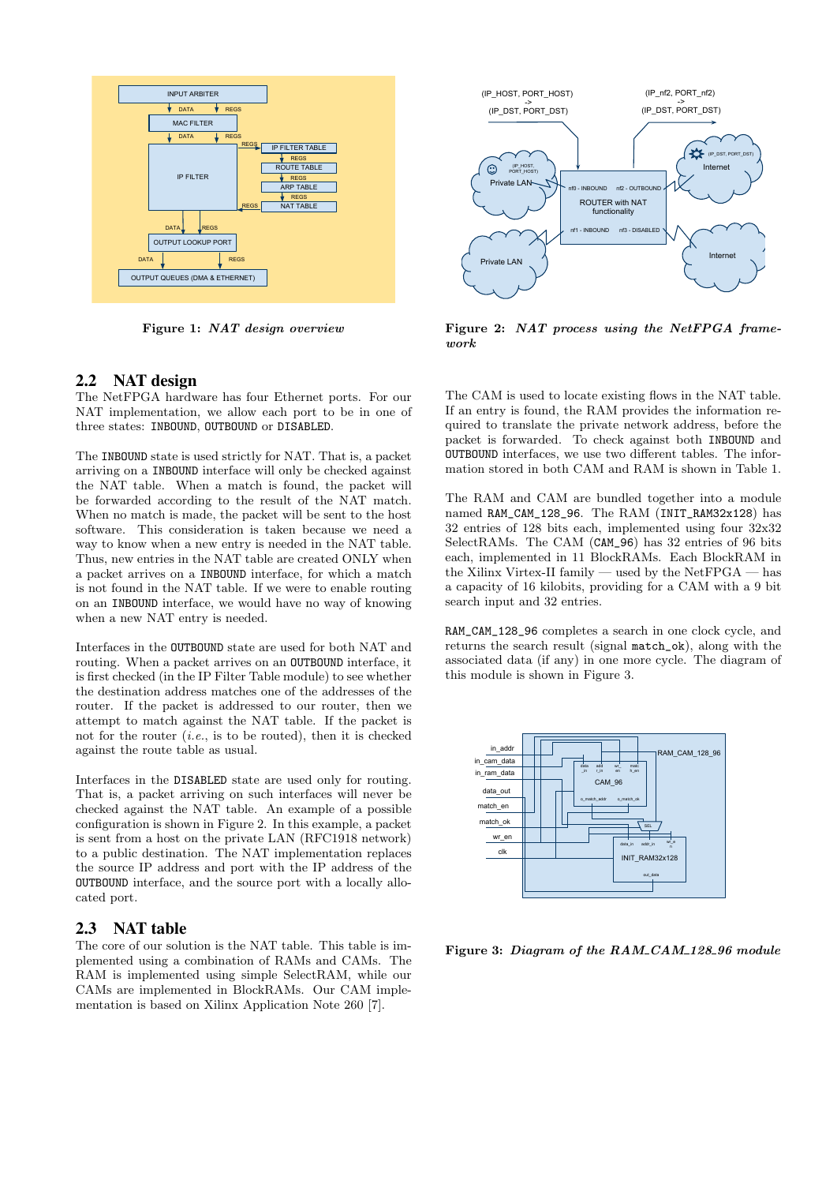Figure 1: *NAT design overview*

Figure 2: *NAT process using the NetFPGA framework*

## 2.2 NAT design

The NetFPGA hardware has four Ethernet ports. For our NAT implementation, we allow each port to be in one of three states: `INBOUND`, `OUTBOUND` or `DISABLED`.

The `INBOUND` state is used strictly for NAT. That is, a packet arriving on a `INBOUND` interface will only be checked against the NAT table. When a match is found, the packet will be forwarded according to the result of the NAT match. When no match is made, the packet will be sent to the host software. This consideration is taken because we need a way to know when a new entry is needed in the NAT table. Thus, new entries in the NAT table are created ONLY when a packet arrives on a `INBOUND` interface, for which a match is not found in the NAT table. If we were to enable routing on an `INBOUND` interface, we would have no way of knowing when a new NAT entry is needed.

Interfaces in the `OUTBOUND` state are used for both NAT and routing. When a packet arrives on an `OUTBOUND` interface, it is first checked (in the IP Filter Table module) to see whether the destination address matches one of the addresses of the router. If the packet is addressed to our router, then we attempt to match against the NAT table. If the packet is not for the router (*i.e.*, is to be routed), then it is checked against the route table as usual.

Interfaces in the `DISABLED` state are used only for routing. That is, a packet arriving on such interfaces will never be checked against the NAT table. An example of a possible configuration is shown in Figure 2. In this example, a packet is sent from a host on the private LAN (RFC1918 network) to a public destination. The NAT implementation replaces the source IP address and port with the IP address of the `OUTBOUND` interface, and the source port with a locally allocated port.

## 2.3 NAT table

The core of our solution is the NAT table. This table is implemented using a combination of RAMs and CAMs. The RAM is implemented using simple SelectRAM, while our CAMs are implemented in BlockRAMs. Our CAM implementation is based on Xilinx Application Note 260 [7].

The CAM is used to locate existing flows in the NAT table. If an entry is found, the RAM provides the information required to translate the private network address, before the packet is forwarded. To check against both `INBOUND` and `OUTBOUND` interfaces, we use two different tables. The information stored in both CAM and RAM is shown in Table 1.

The RAM and CAM are bundled together into a module named `RAM_CAM_128_96`. The RAM (`INIT_RAM32x128`) has 32 entries of 128 bits each, implemented using four 32x32 SelectRAMs. The CAM (`CAM_96`) has 32 entries of 96 bits each, implemented in 11 BlockRAMs. Each BlockRAM in the Xilinx Virtex-II family — used by the NetFPGA — has a capacity of 16 kilobits, providing for a CAM with a 9 bit search input and 32 entries.

`RAM_CAM_128_96` completes a search in one clock cycle, and returns the search result (signal `match_ok`), along with the associated data (if any) in one more cycle. The diagram of this module is shown in Figure 3.

Figure 3: *Diagram of the RAM_CAM_128_96 module*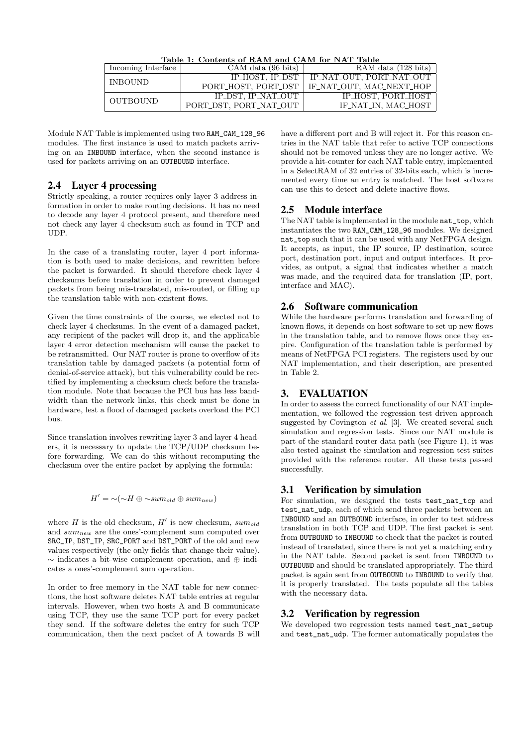**Table 1: Contents of RAM and CAM for NAT Table**

| Incoming Interface | CAM data (96 bits) | RAM data (128 bits) |
|---|---|---|
| INBOUND | IP_HOST, IP_DST<br>PORT_HOST, PORT_DST | IP_NAT_OUT, PORT_NAT_OUT<br>IF_NAT_OUT, MAC_NEXT_HOP |
| OUTBOUND | IP_DST, IP_NAT_OUT<br>PORT_DST, PORT_NAT_OUT | IP_HOST, PORT_HOST<br>IF_NAT_IN, MAC_HOST |

Module NAT Table is implemented using two `RAM_CAM_128_96` modules. The first instance is used to match packets arriving on an `INBOUND` interface, when the second instance is used for packets arriving on an `OUTBOUND` interface.

## 2.4 Layer 4 processing

Strictly speaking, a router requires only layer 3 address information in order to make routing decisions. It has no need to decode any layer 4 protocol present, and therefore need not check any layer 4 checksum such as found in TCP and UDP.

In the case of a translating router, layer 4 port information is both used to make decisions, and rewritten before the packet is forwarded. It should therefore check layer 4 checksums before translation in order to prevent damaged packets from being mis-translated, mis-routed, or filling up the translation table with non-existent flows.

Given the time constraints of the course, we elected not to check layer 4 checksums. In the event of a damaged packet, any recipient of the packet will drop it, and the applicable layer 4 error detection mechanism will cause the packet to be retransmitted. Our NAT router is prone to overflow of its translation table by damaged packets (a potential form of denial-of-service attack), but this vulnerability could be rectified by implementing a checksum check before the translation module. Note that because the PCI bus has less bandwidth than the network links, this check must be done in hardware, lest a flood of damaged packets overload the PCI bus.

Since translation involves rewriting layer 3 and layer 4 headers, it is necessary to update the TCP/UDP checksum before forwarding. We can do this without recomputing the checksum over the entire packet by applying the formula:

$$H' = \sim(\sim H \oplus \sim sum_{old} \oplus sum_{new})$$

where $H$ is the old checksum, $H'$ is new checksum, $sum_{old}$ and $sum_{new}$ are the ones'-complement sum computed over `SRC_IP`, `DST_IP`, `SRC_PORT` and `DST_PORT` of the old and new values respectively (the only fields that change their value). $\sim$ indicates a bit-wise complement operation, and $\oplus$ indicates a ones'-complement sum operation.

In order to free memory in the NAT table for new connections, the host software deletes NAT table entries at regular intervals. However, when two hosts A and B communicate using TCP, they use the same TCP port for every packet they send. If the software deletes the entry for such TCP communication, then the next packet of A towards B will have a different port and B will reject it. For this reason entries in the NAT table that refer to active TCP connections should not be removed unless they are no longer active. We provide a hit-counter for each NAT table entry, implemented in a SelectRAM of 32 entries of 32-bits each, which is incremented every time an entry is matched. The host software can use this to detect and delete inactive flows.

## 2.5 Module interface

The NAT table is implemented in the module `nat_top`, which instantiates the two `RAM_CAM_128_96` modules. We designed `nat_top` such that it can be used with any NetFPGA design. It accepts, as input, the IP source, IP destination, source port, destination port, input and output interfaces. It provides, as output, a signal that indicates whether a match was made, and the required data for translation (IP, port, interface and MAC).

## 2.6 Software communication

While the hardware performs translation and forwarding of known flows, it depends on host software to set up new flows in the translation table, and to remove flows once they expire. Configuration of the translation table is performed by means of NetFPGA PCI registers. The registers used by our NAT implementation, and their description, are presented in Table 2.

# 3. EVALUATION

In order to assess the correct functionality of our NAT implementation, we followed the regression test driven approach suggested by Covington *et al.* [3]. We created several such simulation and regression tests. Since our NAT module is part of the standard router data path (see Figure 1), it was also tested against the simulation and regression test suites provided with the reference router. All these tests passed successfully.

## 3.1 Verification by simulation

For simulation, we designed the tests `test_nat_tcp` and `test_nat_udp`, each of which send three packets between an `INBOUND` and an `OUTBOUND` interface, in order to test address translation in both TCP and UDP. The first packet is sent from `OUTBOUND` to `INBOUND` to check that the packet is routed instead of translated, since there is not yet a matching entry in the NAT table. Second packet is sent from `INBOUND` to `OUTBOUND` and should be translated appropriately. The third packet is again sent from `OUTBOUND` to `INBOUND` to verify that it is properly translated. The tests populate all the tables with the necessary data.

## 3.2 Verification by regression

We developed two regression tests named `test_nat_setup` and `test_nat_udp`. The former automatically populates the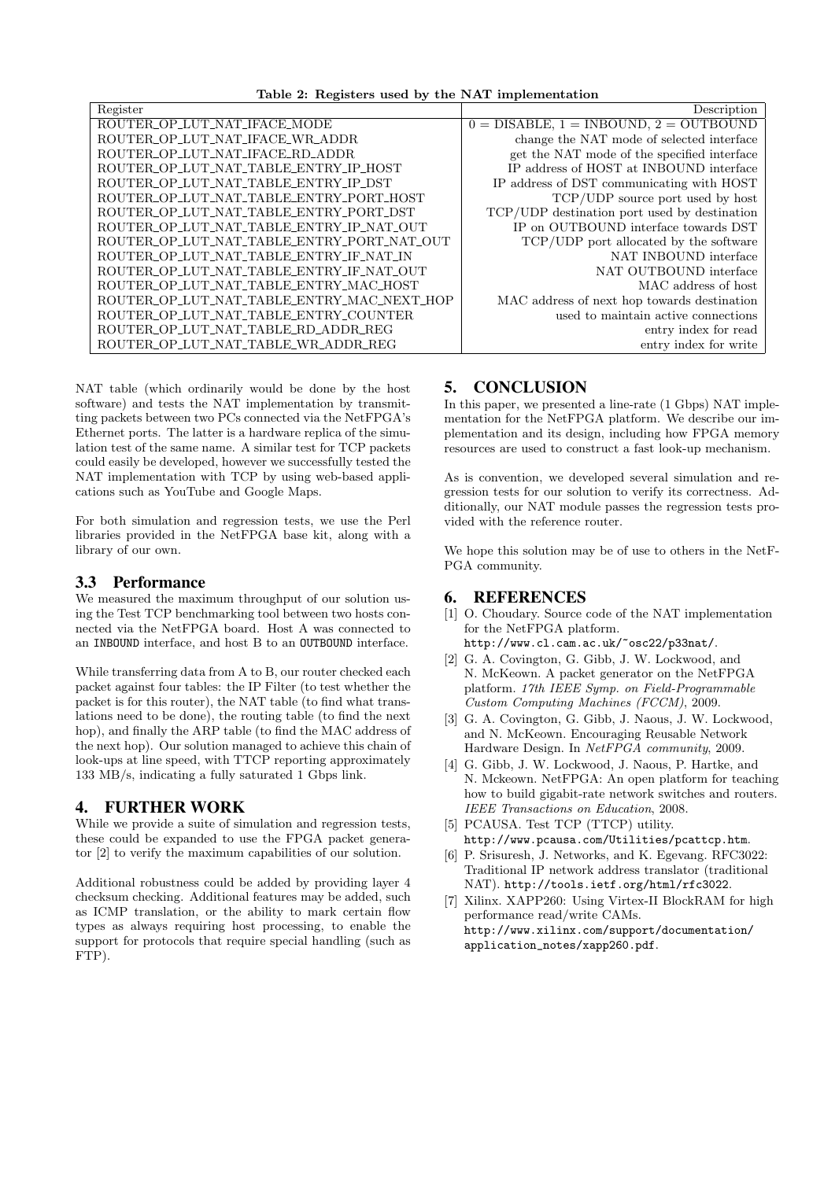**Table 2: Registers used by the NAT implementation**

| Register | Description |
|---|---|
| ROUTER_OP_LUT_NAT_IFACE_MODE | 0 = DISABLE, 1 = INBOUND, 2 = OUTBOUND |
| ROUTER_OP_LUT_NAT_IFACE_WR_ADDR | change the NAT mode of selected interface |
| ROUTER_OP_LUT_NAT_IFACE_RD_ADDR | get the NAT mode of the specified interface |
| ROUTER_OP_LUT_NAT_TABLE_ENTRY_IP_HOST | IP address of HOST at INBOUND interface |
| ROUTER_OP_LUT_NAT_TABLE_ENTRY_IP_DST | IP address of DST communicating with HOST |
| ROUTER_OP_LUT_NAT_TABLE_ENTRY_PORT_HOST | TCP/UDP source port used by host |
| ROUTER_OP_LUT_NAT_TABLE_ENTRY_PORT_DST | TCP/UDP destination port used by destination |
| ROUTER_OP_LUT_NAT_TABLE_ENTRY_IP_NAT_OUT | IP on OUTBOUND interface towards DST |
| ROUTER_OP_LUT_NAT_TABLE_ENTRY_PORT_NAT_OUT | TCP/UDP port allocated by the software |
| ROUTER_OP_LUT_NAT_TABLE_ENTRY_IF_NAT_IN | NAT INBOUND interface |
| ROUTER_OP_LUT_NAT_TABLE_ENTRY_IF_NAT_OUT | NAT OUTBOUND interface |
| ROUTER_OP_LUT_NAT_TABLE_ENTRY_MAC_HOST | MAC address of host |
| ROUTER_OP_LUT_NAT_TABLE_ENTRY_MAC_NEXT_HOP | MAC address of next hop towards destination |
| ROUTER_OP_LUT_NAT_TABLE_ENTRY_COUNTER | used to maintain active connections |
| ROUTER_OP_LUT_NAT_TABLE_RD_ADDR_REG | entry index for read |
| ROUTER_OP_LUT_NAT_TABLE_WR_ADDR_REG | entry index for write |

NAT table (which ordinarily would be done by the host software) and tests the NAT implementation by transmitting packets between two PCs connected via the NetFPGA's Ethernet ports. The latter is a hardware replica of the simulation test of the same name. A similar test for TCP packets could easily be developed, however we successfully tested the NAT implementation with TCP by using web-based applications such as YouTube and Google Maps.

For both simulation and regression tests, we use the Perl libraries provided in the NetFPGA base kit, along with a library of our own.

### 3.3 Performance

We measured the maximum throughput of our solution using the Test TCP benchmarking tool between two hosts connected via the NetFPGA board. Host A was connected to an `INBOUND` interface, and host B to an `OUTBOUND` interface.

While transferring data from A to B, our router checked each packet against four tables: the IP Filter (to test whether the packet is for this router), the NAT table (to find what translations need to be done), the routing table (to find the next hop), and finally the ARP table (to find the MAC address of the next hop). Our solution managed to achieve this chain of look-ups at line speed, with TTCP reporting approximately 133 MB/s, indicating a fully saturated 1 Gbps link.

## 4. FURTHER WORK

While we provide a suite of simulation and regression tests, these could be expanded to use the FPGA packet generator [2] to verify the maximum capabilities of our solution.

Additional robustness could be added by providing layer 4 checksum checking. Additional features may be added, such as ICMP translation, or the ability to mark certain flow types as always requiring host processing, to enable the support for protocols that require special handling (such as FTP).

## 5. CONCLUSION

In this paper, we presented a line-rate (1 Gbps) NAT implementation for the NetFPGA platform. We describe our implementation and its design, including how FPGA memory resources are used to construct a fast look-up mechanism.

As is convention, we developed several simulation and regression tests for our solution to verify its correctness. Additionally, our NAT module passes the regression tests provided with the reference router.

We hope this solution may be of use to others in the NetFPGA community.

## 6. REFERENCES

[1] O. Choudary. Source code of the NAT implementation for the NetFPGA platform. `http://www.cl.cam.ac.uk/~osc22/p33nat/`.

[2] G. A. Covington, G. Gibb, J. W. Lockwood, and N. McKeown. A packet generator on the NetFPGA platform. *17th IEEE Symp. on Field-Programmable Custom Computing Machines (FCCM)*, 2009.

[3] G. A. Covington, G. Gibb, J. Naous, J. W. Lockwood, and N. McKeown. Encouraging Reusable Network Hardware Design. In *NetFPGA community*, 2009.

[4] G. Gibb, J. W. Lockwood, J. Naous, P. Hartke, and N. Mckeown. NetFPGA: An open platform for teaching how to build gigabit-rate network switches and routers. *IEEE Transactions on Education*, 2008.

[5] PCAUSA. Test TCP (TTCP) utility. `http://www.pcausa.com/Utilities/pcattcp.htm`.

[6] P. Srisuresh, J. Networks, and K. Egevang. RFC3022: Traditional IP network address translator (traditional NAT). `http://tools.ietf.org/html/rfc3022`.

[7] Xilinx. XAPP260: Using Virtex-II BlockRAM for high performance read/write CAMs. `http://www.xilinx.com/support/documentation/application_notes/xapp260.pdf`.